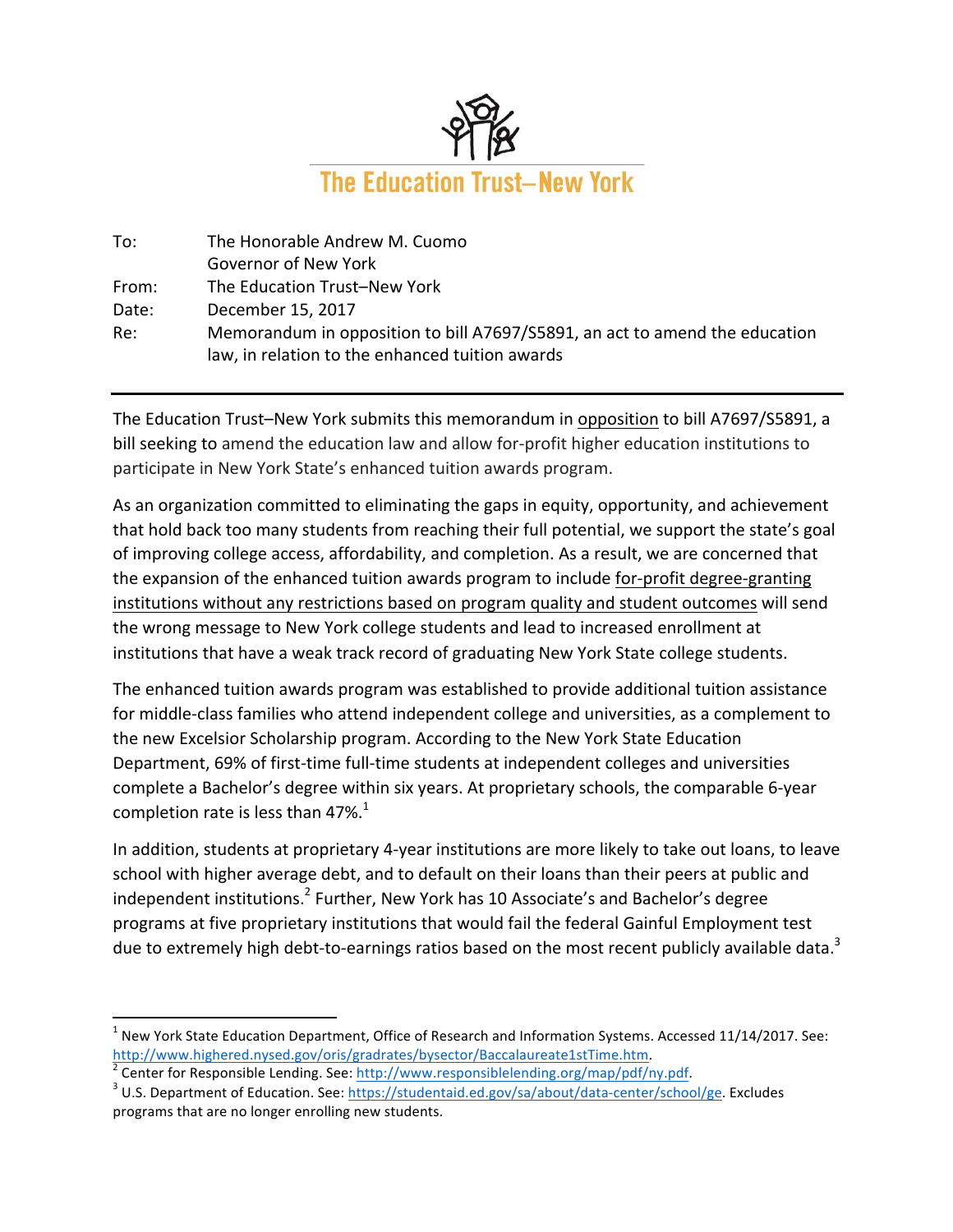# The Education Trust–New York

| | |
|---|---|
| To: | The Honorable Andrew M. Cuomo<br>Governor of New York |
| From: | The Education Trust–New York |
| Date: | December 15, 2017 |
| Re: | Memorandum in opposition to bill A7697/S5891, an act to amend the education law, in relation to the enhanced tuition awards |

---

The Education Trust–New York submits this memorandum in <u>opposition</u> to bill A7697/S5891, a bill seeking to amend the education law and allow for-profit higher education institutions to participate in New York State's enhanced tuition awards program.

As an organization committed to eliminating the gaps in equity, opportunity, and achievement that hold back too many students from reaching their full potential, we support the state's goal of improving college access, affordability, and completion. As a result, we are concerned that the expansion of the enhanced tuition awards program to include <u>for-profit degree-granting institutions without any restrictions based on program quality and student outcomes</u> will send the wrong message to New York college students and lead to increased enrollment at institutions that have a weak track record of graduating New York State college students.

The enhanced tuition awards program was established to provide additional tuition assistance for middle-class families who attend independent college and universities, as a complement to the new Excelsior Scholarship program. According to the New York State Education Department, 69% of first-time full-time students at independent colleges and universities complete a Bachelor's degree within six years. At proprietary schools, the comparable 6-year completion rate is less than 47%.[1]

In addition, students at proprietary 4-year institutions are more likely to take out loans, to leave school with higher average debt, and to default on their loans than their peers at public and independent institutions.[2] Further, New York has 10 Associate's and Bachelor's degree programs at five proprietary institutions that would fail the federal Gainful Employment test due to extremely high debt-to-earnings ratios based on the most recent publicly available data.[3]

---

[1] New York State Education Department, Office of Research and Information Systems. Accessed 11/14/2017. See: http://www.highered.nysed.gov/oris/gradrates/bysector/Baccalaureate1stTime.htm.

[2] Center for Responsible Lending. See: http://www.responsiblelending.org/map/pdf/ny.pdf.

[3] U.S. Department of Education. See: https://studentaid.ed.gov/sa/about/data-center/school/ge. Excludes programs that are no longer enrolling new students.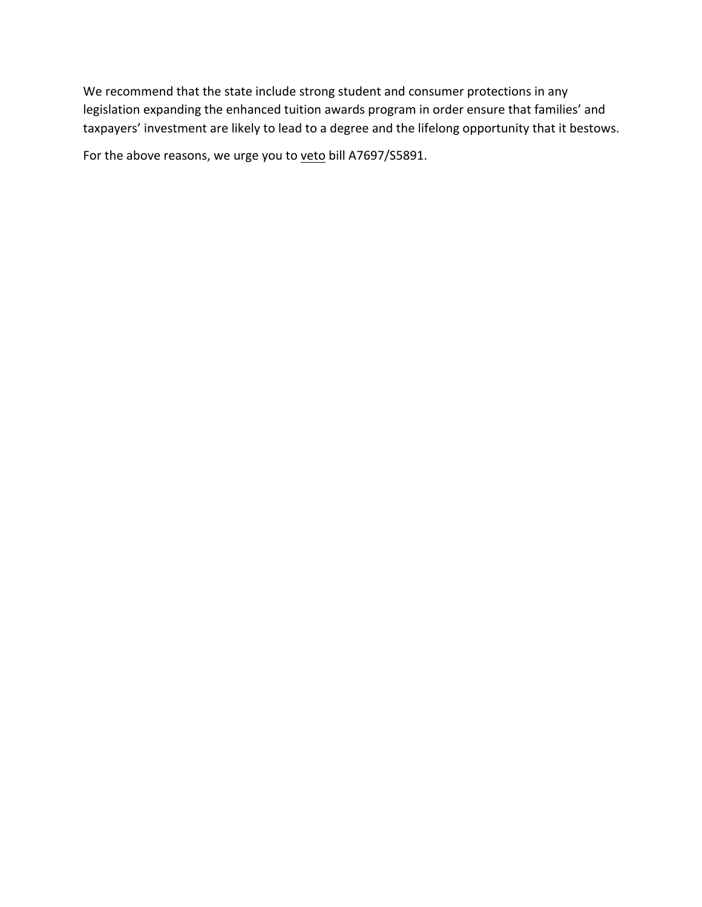We recommend that the state include strong student and consumer protections in any legislation expanding the enhanced tuition awards program in order ensure that families' and taxpayers' investment are likely to lead to a degree and the lifelong opportunity that it bestows.

For the above reasons, we urge you to <u>veto</u> bill A7697/S5891.